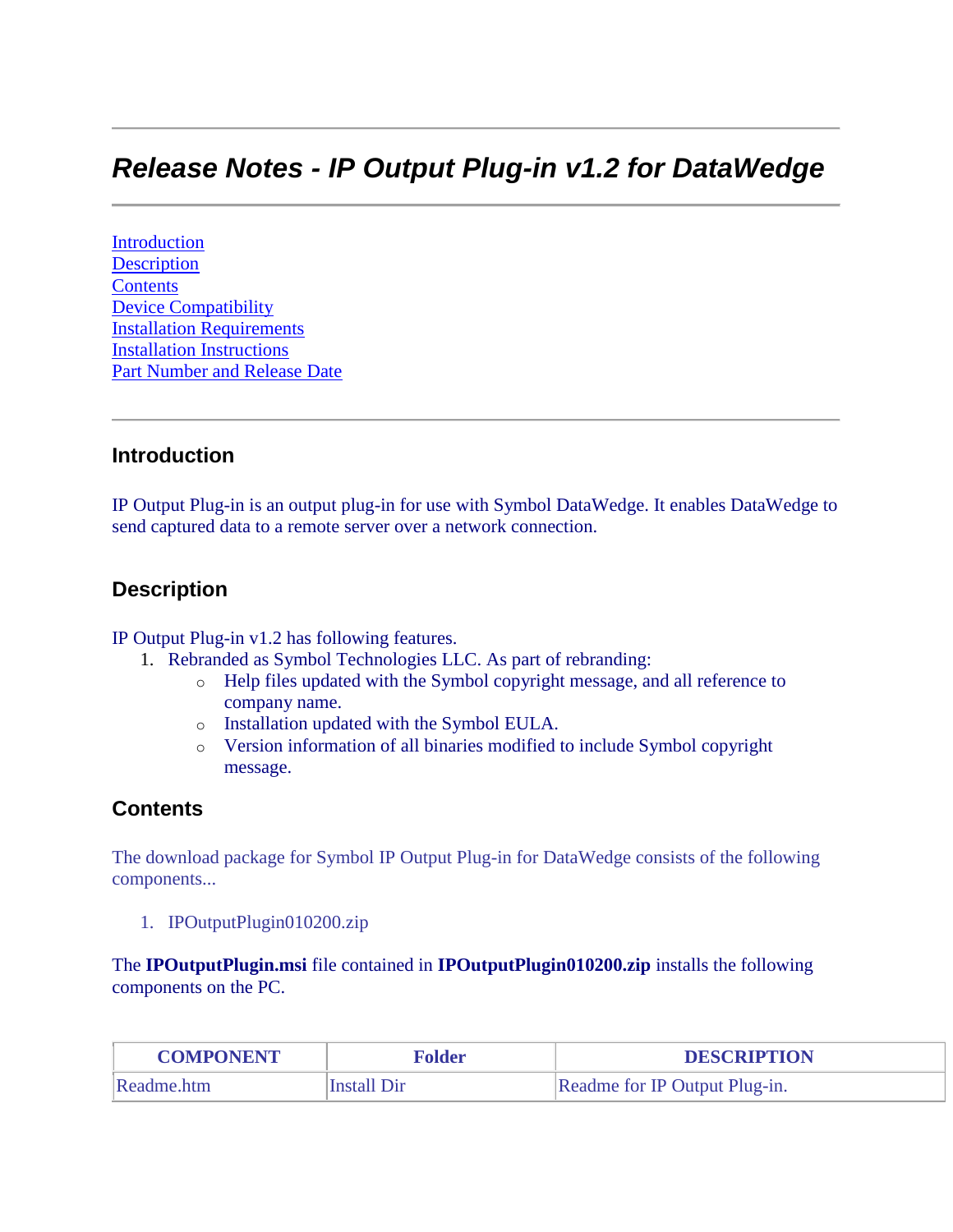# *Release Notes - IP Output Plug-in v1.2 for DataWedge*

Introduction
Description
Contents
Device Compatibility
Installation Requirements
Installation Instructions
Part Number and Release Date

## Introduction

IP Output Plug-in is an output plug-in for use with Symbol DataWedge. It enables DataWedge to send captured data to a remote server over a network connection.

## Description

IP Output Plug-in v1.2 has following features.

1. Rebranded as Symbol Technologies LLC. As part of rebranding:
   - Help files updated with the Symbol copyright message, and all reference to company name.
   - Installation updated with the Symbol EULA.
   - Version information of all binaries modified to include Symbol copyright message.

## Contents

The download package for Symbol IP Output Plug-in for DataWedge consists of the following components...

1. IPOutputPlugin010200.zip

The **IPOutputPlugin.msi** file contained in **IPOutputPlugin010200.zip** installs the following components on the PC.

| COMPONENT | Folder | DESCRIPTION |
|---|---|---|
| Readme.htm | Install Dir | Readme for IP Output Plug-in. |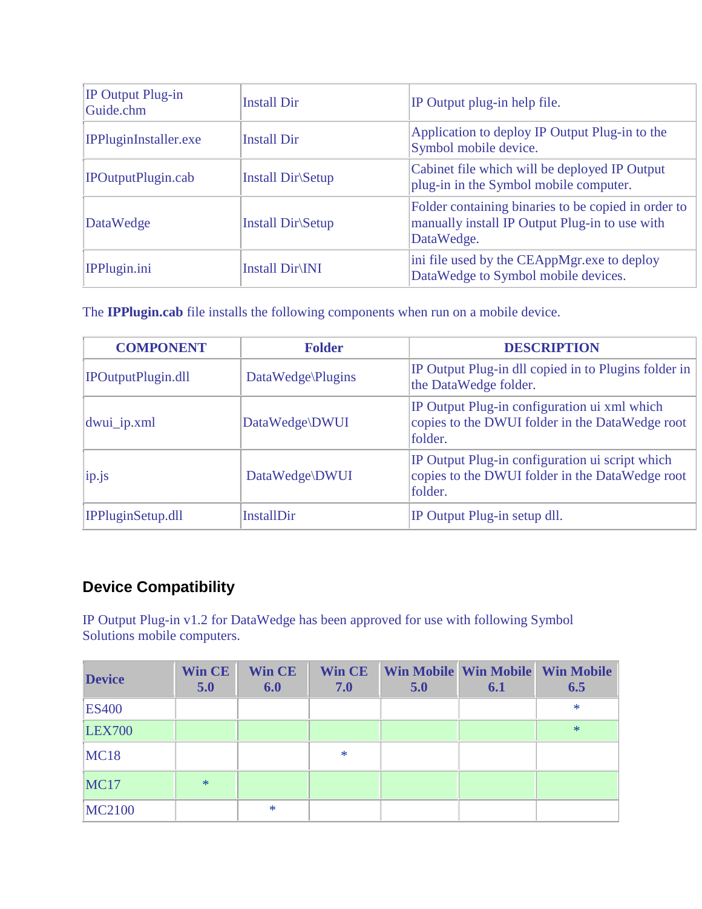| | | |
|---|---|---|
| IP Output Plug-in Guide.chm | Install Dir | IP Output plug-in help file. |
| IPPluginInstaller.exe | Install Dir | Application to deploy IP Output Plug-in to the Symbol mobile device. |
| IPOutputPlugin.cab | Install Dir\Setup | Cabinet file which will be deployed IP Output plug-in in the Symbol mobile computer. |
| DataWedge | Install Dir\Setup | Folder containing binaries to be copied in order to manually install IP Output Plug-in to use with DataWedge. |
| IPPlugin.ini | Install Dir\INI | ini file used by the CEAppMgr.exe to deploy DataWedge to Symbol mobile devices. |

The **IPPlugin.cab** file installs the following components when run on a mobile device.

| COMPONENT | Folder | DESCRIPTION |
|---|---|---|
| IPOutputPlugin.dll | DataWedge\Plugins | IP Output Plug-in dll copied in to Plugins folder in the DataWedge folder. |
| dwui_ip.xml | DataWedge\DWUI | IP Output Plug-in configuration ui xml which copies to the DWUI folder in the DataWedge root folder. |
| ip.js | DataWedge\DWUI | IP Output Plug-in configuration ui script which copies to the DWUI folder in the DataWedge root folder. |
| IPPluginSetup.dll | InstallDir | IP Output Plug-in setup dll. |

## Device Compatibility

IP Output Plug-in v1.2 for DataWedge has been approved for use with following Symbol Solutions mobile computers.

| Device | Win CE 5.0 | Win CE 6.0 | Win CE 7.0 | Win Mobile 5.0 | Win Mobile 6.1 | Win Mobile 6.5 |
|---|---|---|---|---|---|---|
| ES400 | | | | | | * |
| LEX700 | | | | | | * |
| MC18 | | | * | | | |
| MC17 | * | | | | | |
| MC2100 | | * | | | | |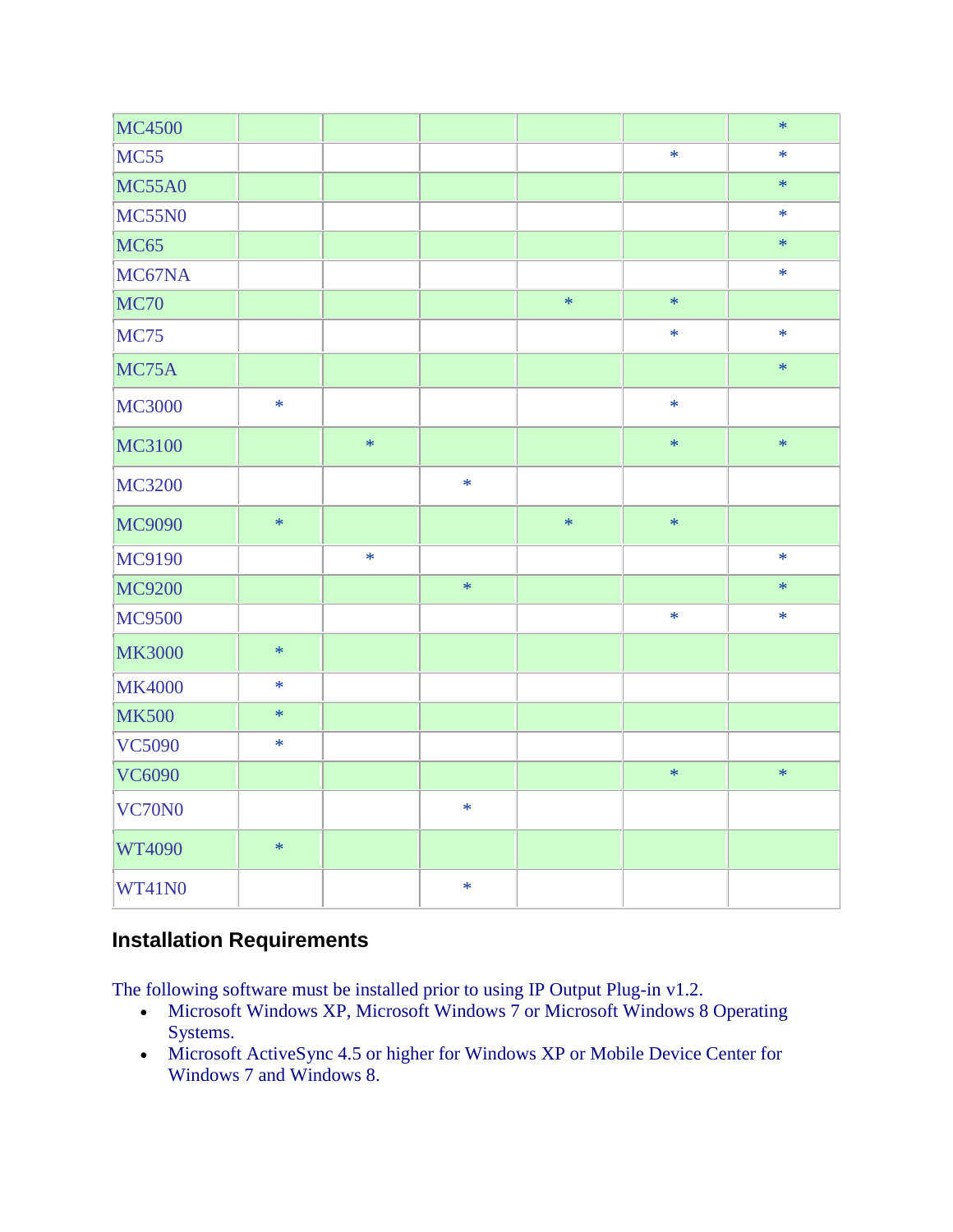| | | | | | | |
|---|---|---|---|---|---|---|
| MC4500 | | | | | | * |
| MC55 | | | | | * | * |
| MC55A0 | | | | | | * |
| MC55N0 | | | | | | * |
| MC65 | | | | | | * |
| MC67NA | | | | | | * |
| MC70 | | | | * | * | |
| MC75 | | | | | * | * |
| MC75A | | | | | | * |
| MC3000 | * | | | | * | |
| MC3100 | | * | | | * | * |
| MC3200 | | | * | | | |
| MC9090 | * | | | * | * | |
| MC9190 | | * | | | | * |
| MC9200 | | | * | | | * |
| MC9500 | | | | | * | * |
| MK3000 | * | | | | | |
| MK4000 | * | | | | | |
| MK500 | * | | | | | |
| VC5090 | * | | | | | |
| VC6090 | | | | | * | * |
| VC70N0 | | | * | | | |
| WT4090 | * | | | | | |
| WT41N0 | | | * | | | |

## Installation Requirements

The following software must be installed prior to using IP Output Plug-in v1.2.

- Microsoft Windows XP, Microsoft Windows 7 or Microsoft Windows 8 Operating Systems.
- Microsoft ActiveSync 4.5 or higher for Windows XP or Mobile Device Center for Windows 7 and Windows 8.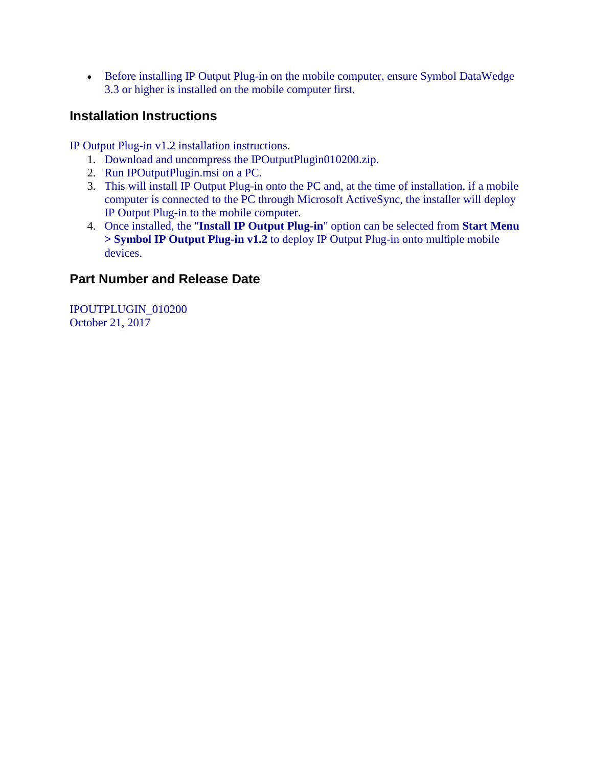- Before installing IP Output Plug-in on the mobile computer, ensure Symbol DataWedge 3.3 or higher is installed on the mobile computer first.

## Installation Instructions

IP Output Plug-in v1.2 installation instructions.

1. Download and uncompress the IPOutputPlugin010200.zip.
2. Run IPOutputPlugin.msi on a PC.
3. This will install IP Output Plug-in onto the PC and, at the time of installation, if a mobile computer is connected to the PC through Microsoft ActiveSync, the installer will deploy IP Output Plug-in to the mobile computer.
4. Once installed, the "**Install IP Output Plug-in**" option can be selected from **Start Menu > Symbol IP Output Plug-in v1.2** to deploy IP Output Plug-in onto multiple mobile devices.

## Part Number and Release Date

IPOUTPLUGIN_010200
October 21, 2017